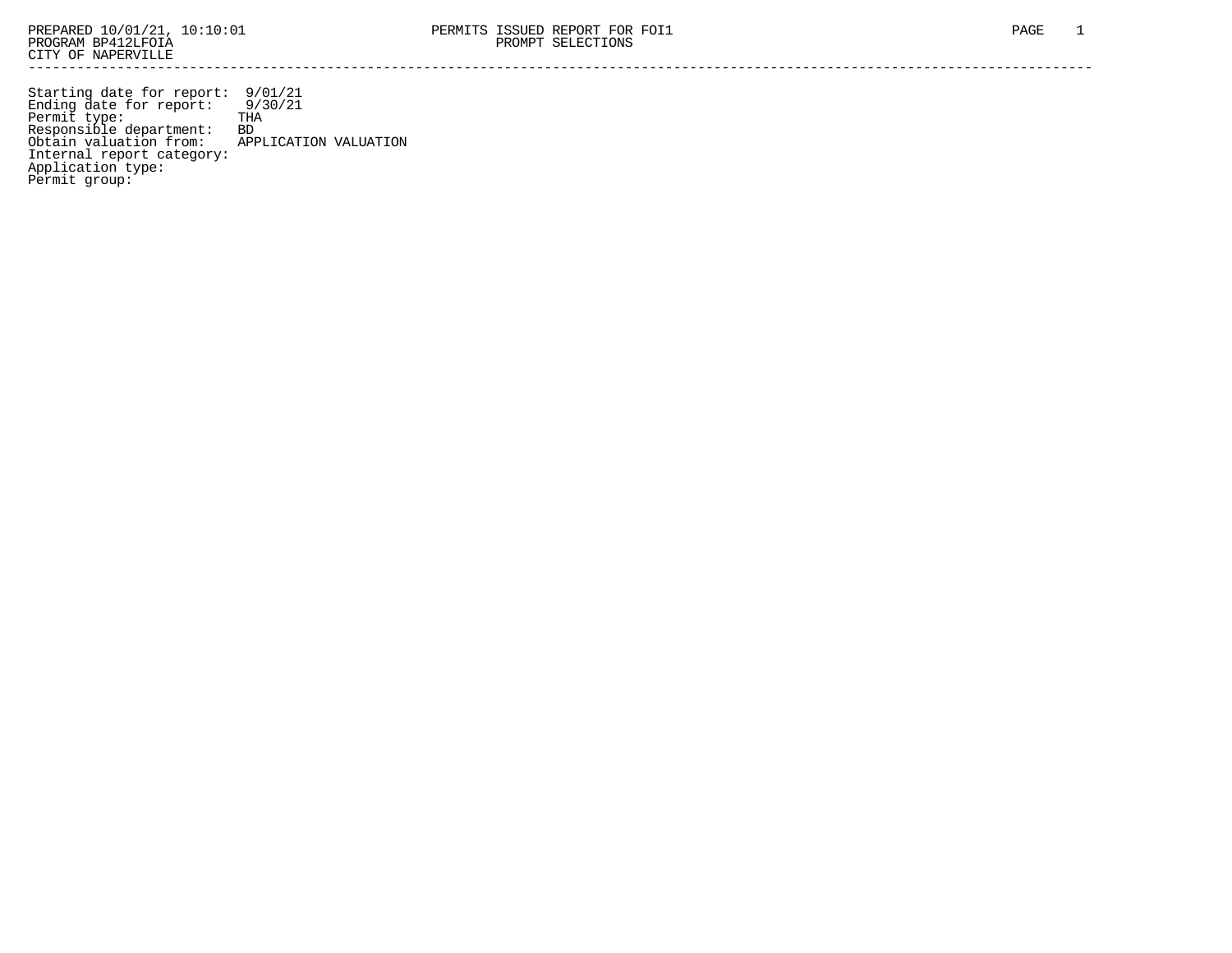PREPARED 10/01/21, 10:10:01 PERMITS ISSUED REPORT FOR FOI1
PROGRAM BP412LFOIA PROMPT SELECTIONS
CITY OF NAPERVILLE

---

```
Starting date for report:  9/01/21
Ending date for report:    9/30/21
Permit type:              THA
Responsible department:   BD
Obtain valuation from:    APPLICATION VALUATION
Internal report category:
Application type:
Permit group:
```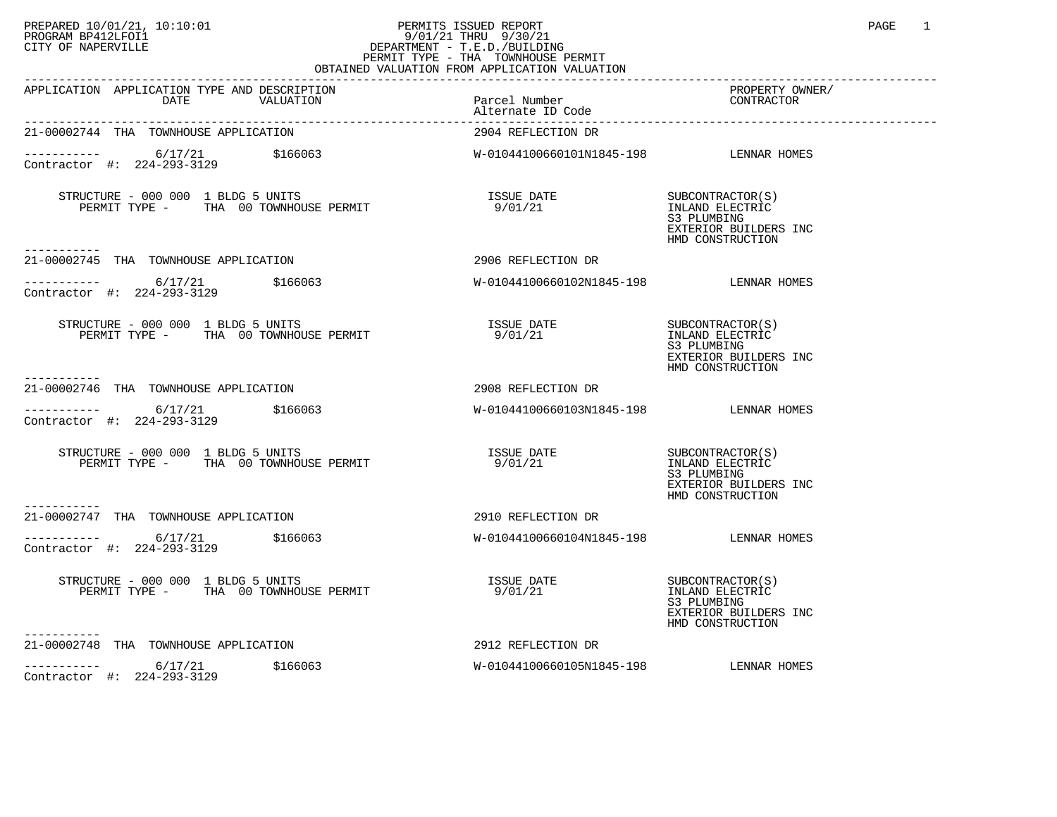PREPARED 10/01/21, 10:10:01
PROGRAM BP412LFOI1
CITY OF NAPERVILLE

PERMITS ISSUED REPORT
9/01/21 THRU 9/30/21
DEPARTMENT - T.E.D./BUILDING
PERMIT TYPE - THA TOWNHOUSE PERMIT
OBTAINED VALUATION FROM APPLICATION VALUATION

| APPLICATION | APPLICATION TYPE AND DESCRIPTION DATE | VALUATION | Parcel Number / Alternate ID Code | PROPERTY OWNER/ CONTRACTOR |
|---|---|---|---|---|
| 21-00002744 | THA TOWNHOUSE APPLICATION | | 2904 REFLECTION DR | |
| ----------- | 6/17/21 | $166063 | W-01044100660101N1845-198 | LENNAR HOMES |
| Contractor #: 224-293-3129 | | | | |
| | STRUCTURE - 000 000 1 BLDG 5 UNITS | | ISSUE DATE | SUBCONTRACTOR(S) |
| | PERMIT TYPE - THA 00 TOWNHOUSE PERMIT | | 9/01/21 | INLAND ELECTRIC<br>S3 PLUMBING<br>EXTERIOR BUILDERS INC<br>HMD CONSTRUCTION |
| 21-00002745 | THA TOWNHOUSE APPLICATION | | 2906 REFLECTION DR | |
| ----------- | 6/17/21 | $166063 | W-01044100660102N1845-198 | LENNAR HOMES |
| Contractor #: 224-293-3129 | | | | |
| | STRUCTURE - 000 000 1 BLDG 5 UNITS | | ISSUE DATE | SUBCONTRACTOR(S) |
| | PERMIT TYPE - THA 00 TOWNHOUSE PERMIT | | 9/01/21 | INLAND ELECTRIC<br>S3 PLUMBING<br>EXTERIOR BUILDERS INC<br>HMD CONSTRUCTION |
| 21-00002746 | THA TOWNHOUSE APPLICATION | | 2908 REFLECTION DR | |
| ----------- | 6/17/21 | $166063 | W-01044100660103N1845-198 | LENNAR HOMES |
| Contractor #: 224-293-3129 | | | | |
| | STRUCTURE - 000 000 1 BLDG 5 UNITS | | ISSUE DATE | SUBCONTRACTOR(S) |
| | PERMIT TYPE - THA 00 TOWNHOUSE PERMIT | | 9/01/21 | INLAND ELECTRIC<br>S3 PLUMBING<br>EXTERIOR BUILDERS INC<br>HMD CONSTRUCTION |
| 21-00002747 | THA TOWNHOUSE APPLICATION | | 2910 REFLECTION DR | |
| ----------- | 6/17/21 | $166063 | W-01044100660104N1845-198 | LENNAR HOMES |
| Contractor #: 224-293-3129 | | | | |
| | STRUCTURE - 000 000 1 BLDG 5 UNITS | | ISSUE DATE | SUBCONTRACTOR(S) |
| | PERMIT TYPE - THA 00 TOWNHOUSE PERMIT | | 9/01/21 | INLAND ELECTRIC<br>S3 PLUMBING<br>EXTERIOR BUILDERS INC<br>HMD CONSTRUCTION |
| 21-00002748 | THA TOWNHOUSE APPLICATION | | 2912 REFLECTION DR | |
| ----------- | 6/17/21 | $166063 | W-01044100660105N1845-198 | LENNAR HOMES |
| Contractor #: 224-293-3129 | | | | |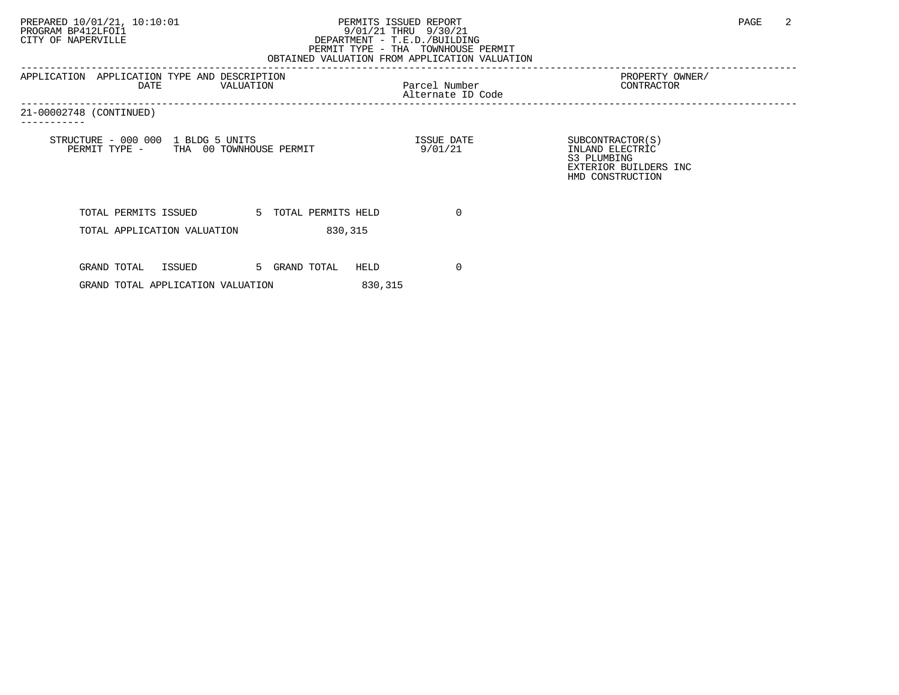PREPARED 10/01/21, 10:10:01
PROGRAM BP412LFOI1
CITY OF NAPERVILLE

PERMITS ISSUED REPORT
9/01/21 THRU 9/30/21
DEPARTMENT - T.E.D./BUILDING
PERMIT TYPE - THA TOWNHOUSE PERMIT
OBTAINED VALUATION FROM APPLICATION VALUATION

| APPLICATION DATE | APPLICATION TYPE AND DESCRIPTION VALUATION | Parcel Number Alternate ID Code | PROPERTY OWNER/ CONTRACTOR |
|---|---|---|---|

21-00002748 (CONTINUED)

STRUCTURE - 000 000 1 BLDG 5 UNITS
PERMIT TYPE - THA 00 TOWNHOUSE PERMIT

ISSUE DATE
9/01/21

SUBCONTRACTOR(S)
INLAND ELECTRIC
S3 PLUMBING
EXTERIOR BUILDERS INC
HMD CONSTRUCTION

TOTAL PERMITS ISSUED 5 TOTAL PERMITS HELD 0

TOTAL APPLICATION VALUATION 830,315

GRAND TOTAL ISSUED 5 GRAND TOTAL HELD 0

GRAND TOTAL APPLICATION VALUATION 830,315